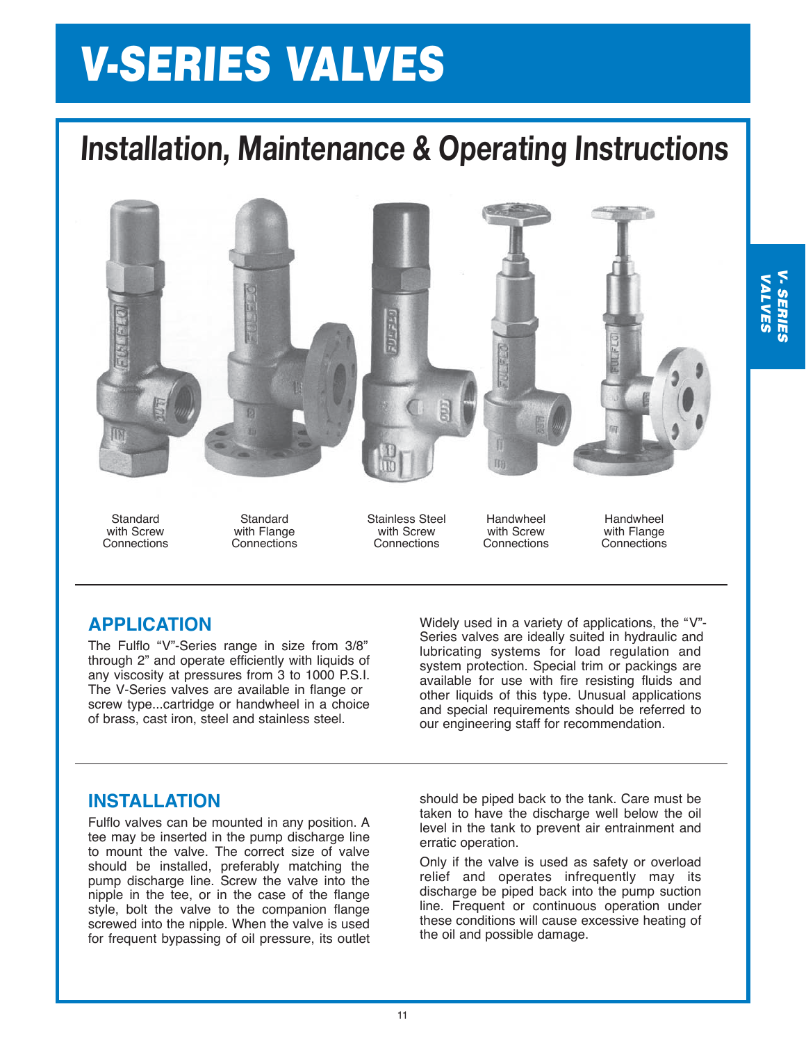# V-SERIES VALVES

## Installation, Maintenance & Operating Instructions

Standard with Screw Connections

Standard with Flange Connections

Stainless Steel with Screw Connections

Handwheel with Screw Connections

Handwheel with Flange Connections

### APPLICATION

The Fulflo "V"-Series range in size from 3/8" through 2" and operate efficiently with liquids of any viscosity at pressures from 3 to 1000 P.S.I. The V-Series valves are available in flange or screw type...cartridge or handwheel in a choice of brass, cast iron, steel and stainless steel.

Widely used in a variety of applications, the "V"-Series valves are ideally suited in hydraulic and lubricating systems for load regulation and system protection. Special trim or packings are available for use with fire resisting fluids and other liquids of this type. Unusual applications and special requirements should be referred to our engineering staff for recommendation.

### INSTALLATION

Fulflo valves can be mounted in any position. A tee may be inserted in the pump discharge line to mount the valve. The correct size of valve should be installed, preferably matching the pump discharge line. Screw the valve into the nipple in the tee, or in the case of the flange style, bolt the valve to the companion flange screwed into the nipple. When the valve is used for frequent bypassing of oil pressure, its outlet should be piped back to the tank. Care must be taken to have the discharge well below the oil level in the tank to prevent air entrainment and erratic operation.

Only if the valve is used as safety or overload relief and operates infrequently may its discharge be piped back into the pump suction line. Frequent or continuous operation under these conditions will cause excessive heating of the oil and possible damage.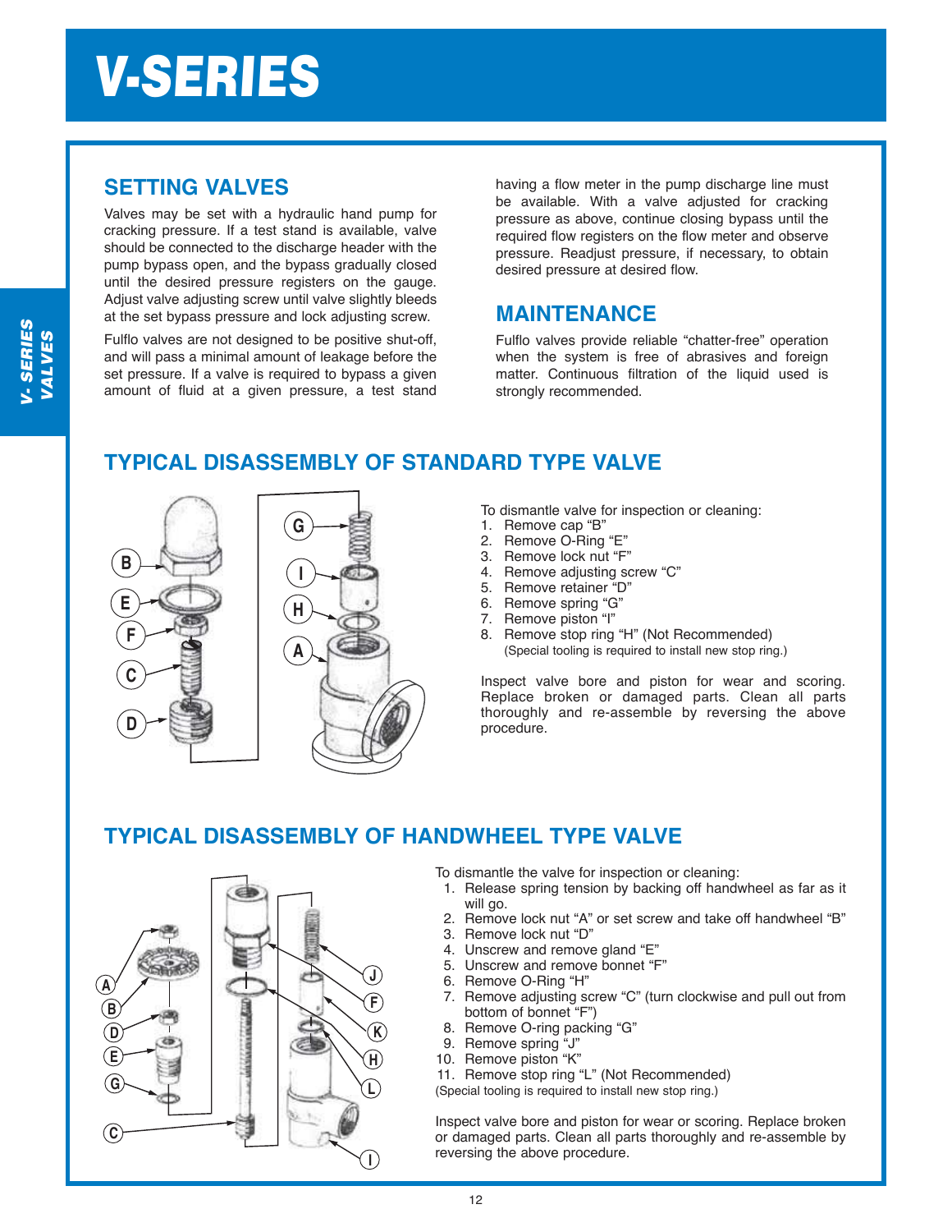# V-SERIES

## SETTING VALVES

Valves may be set with a hydraulic hand pump for cracking pressure. If a test stand is available, valve should be connected to the discharge header with the pump bypass open, and the bypass gradually closed until the desired pressure registers on the gauge. Adjust valve adjusting screw until valve slightly bleeds at the set bypass pressure and lock adjusting screw.

Fulflo valves are not designed to be positive shut-off, and will pass a minimal amount of leakage before the set pressure. If a valve is required to bypass a given amount of fluid at a given pressure, a test stand having a flow meter in the pump discharge line must be available. With a valve adjusted for cracking pressure as above, continue closing bypass until the required flow registers on the flow meter and observe pressure. Readjust pressure, if necessary, to obtain desired pressure at desired flow.

## MAINTENANCE

Fulflo valves provide reliable "chatter-free" operation when the system is free of abrasives and foreign matter. Continuous filtration of the liquid used is strongly recommended.

## TYPICAL DISASSEMBLY OF STANDARD TYPE VALVE

To dismantle valve for inspection or cleaning:

1. Remove cap "B"
2. Remove O-Ring "E"
3. Remove lock nut "F"
4. Remove adjusting screw "C"
5. Remove retainer "D"
6. Remove spring "G"
7. Remove piston "I"
8. Remove stop ring "H" (Not Recommended)
   (Special tooling is required to install new stop ring.)

Inspect valve bore and piston for wear and scoring. Replace broken or damaged parts. Clean all parts thoroughly and re-assemble by reversing the above procedure.

## TYPICAL DISASSEMBLY OF HANDWHEEL TYPE VALVE

To dismantle the valve for inspection or cleaning:

1. Release spring tension by backing off handwheel as far as it will go.
2. Remove lock nut "A" or set screw and take off handwheel "B"
3. Remove lock nut "D"
4. Unscrew and remove gland "E"
5. Unscrew and remove bonnet "F"
6. Remove O-Ring "H"
7. Remove adjusting screw "C" (turn clockwise and pull out from bottom of bonnet "F")
8. Remove O-ring packing "G"
9. Remove spring "J"
10. Remove piston "K"
11. Remove stop ring "L" (Not Recommended)

(Special tooling is required to install new stop ring.)

Inspect valve bore and piston for wear or scoring. Replace broken or damaged parts. Clean all parts thoroughly and re-assemble by reversing the above procedure.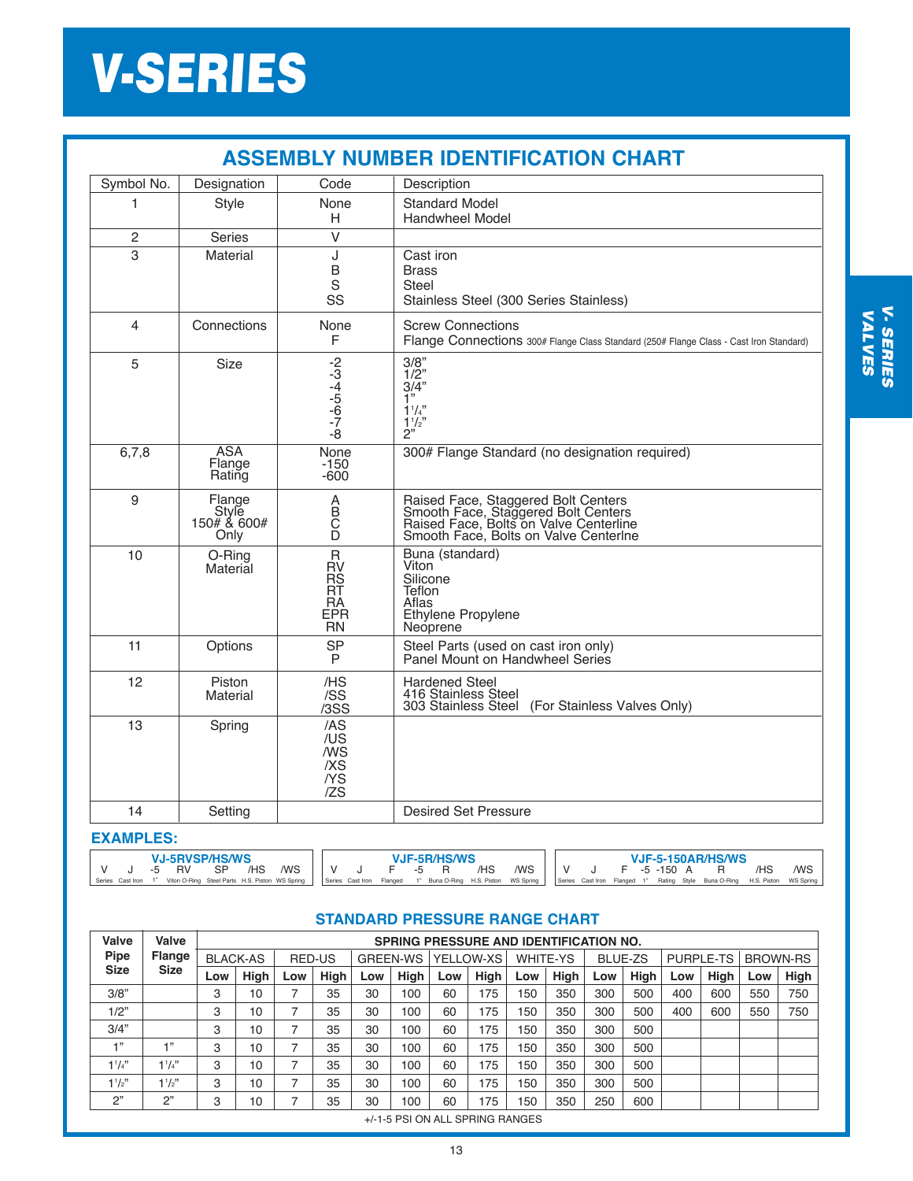# V-SERIES

## ASSEMBLY NUMBER IDENTIFICATION CHART

| Symbol No. | Designation | Code | Description |
|---|---|---|---|
| 1 | Style | None<br>H | Standard Model<br>Handwheel Model |
| 2 | Series | V | |
| 3 | Material | J<br>B<br>S<br>SS | Cast iron<br>Brass<br>Steel<br>Stainless Steel (300 Series Stainless) |
| 4 | Connections | None<br>F | Screw Connections<br>Flange Connections 300# Flange Class Standard (250# Flange Class - Cast Iron Standard) |
| 5 | Size | -2<br>-3<br>-4<br>-5<br>-6<br>-7<br>-8 | 3/8"<br>1/2"<br>3/4"<br>1"<br>1 1/4"<br>1 1/2"<br>2" |
| 6,7,8 | ASA Flange Rating | None<br>-150<br>-600 | 300# Flange Standard (no designation required) |
| 9 | Flange Style 150# & 600# Only | A<br>B<br>C<br>D | Raised Face, Staggered Bolt Centers<br>Smooth Face, Staggered Bolt Centers<br>Raised Face, Bolts on Valve Centerline<br>Smooth Face, Bolts on Valve Centerlne |
| 10 | O-Ring Material | R<br>RV<br>RS<br>RT<br>RA<br>EPR<br>RN | Buna (standard)<br>Viton<br>Silicone<br>Teflon<br>Aflas<br>Ethylene Propylene<br>Neoprene |
| 11 | Options | SP<br>P | Steel Parts (used on cast iron only)<br>Panel Mount on Handwheel Series |
| 12 | Piston Material | /HS<br>/SS<br>/3SS | Hardened Steel<br>416 Stainless Steel<br>303 Stainless Steel (For Stainless Valves Only) |
| 13 | Spring | /AS<br>/US<br>/WS<br>/XS<br>/YS<br>/ZS | |
| 14 | Setting | | Desired Set Pressure |

### EXAMPLES:

**VJ-5RVSP/HS/WS**

| V | J | -5 | RV | SP | /HS | /WS |
|---|---|---|---|---|---|---|
| Series | Cast Iron | 1" | Viton O-Ring | Steel Parts | H.S. Piston | WS Spring |

**VJF-5R/HS/WS**

| V | J | F | -5 | R | /HS | /WS |
|---|---|---|---|---|---|---|
| Series | Cast Iron | Flanged | 1" | Buna O-Ring | H.S. Piston | WS Spring |

**VJF-5-150AR/HS/WS**

| V | J | F | -5 | -150 | A | R | /HS | /WS |
|---|---|---|---|---|---|---|---|---|
| Series | Cast Iron | Flanged | 1" | Rating | Style | Buna O-Ring | H.S. Piston | WS Spring |

## STANDARD PRESSURE RANGE CHART

| Valve Pipe Size | Valve Flange Size | SPRING PRESSURE AND IDENTIFICATION NO. | | | | | | | | | | | | | | | |
|---|---|---|---|---|---|---|---|---|---|---|---|---|---|---|---|---|---|
| | | BLACK-AS | | RED-US | | GREEN-WS | | YELLOW-XS | | WHITE-YS | | BLUE-ZS | | PURPLE-TS | | BROWN-RS | |
| | | Low | High | Low | High | Low | High | Low | High | Low | High | Low | High | Low | High | Low | High |
| 3/8" | | 3 | 10 | 7 | 35 | 30 | 100 | 60 | 175 | 150 | 350 | 300 | 500 | 400 | 600 | 550 | 750 |
| 1/2" | | 3 | 10 | 7 | 35 | 30 | 100 | 60 | 175 | 150 | 350 | 300 | 500 | 400 | 600 | 550 | 750 |
| 3/4" | | 3 | 10 | 7 | 35 | 30 | 100 | 60 | 175 | 150 | 350 | 300 | 500 | | | | |
| 1" | 1" | 3 | 10 | 7 | 35 | 30 | 100 | 60 | 175 | 150 | 350 | 300 | 500 | | | | |
| 1 1/4" | 1 1/4" | 3 | 10 | 7 | 35 | 30 | 100 | 60 | 175 | 150 | 350 | 300 | 500 | | | | |
| 1 1/2" | 1 1/2" | 3 | 10 | 7 | 35 | 30 | 100 | 60 | 175 | 150 | 350 | 300 | 500 | | | | |
| 2" | 2" | 3 | 10 | 7 | 35 | 30 | 100 | 60 | 175 | 150 | 350 | 250 | 600 | | | | |

+/-1-5 PSI ON ALL SPRING RANGES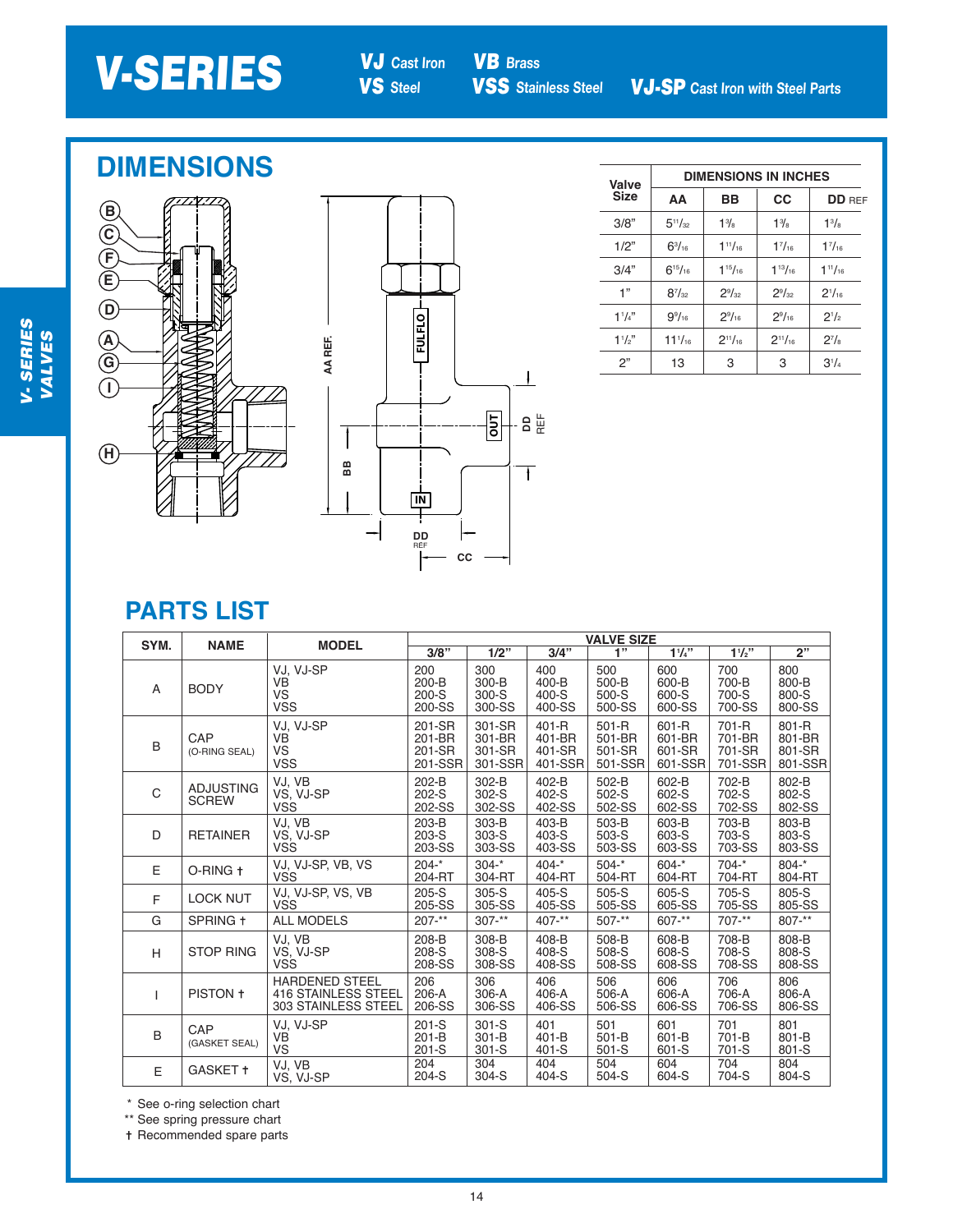# V-SERIES

**VJ** Cast Iron **VB** Brass
**VS** Steel **VSS** Stainless Steel **VJ-SP** Cast Iron with Steel Parts

## DIMENSIONS

| Valve Size | DIMENSIONS IN INCHES | | | |
|---|---|---|---|---|
| | AA | BB | CC | DD REF |
| 3/8" | $5^{11}/_{32}$ | $1^{3}/_{8}$ | $1^{3}/_{8}$ | $1^{3}/_{8}$ |
| 1/2" | $6^{3}/_{16}$ | $1^{11}/_{16}$ | $1^{7}/_{16}$ | $1^{7}/_{16}$ |
| 3/4" | $6^{15}/_{16}$ | $1^{15}/_{16}$ | $1^{13}/_{16}$ | $1^{11}/_{16}$ |
| 1" | $8^{7}/_{32}$ | $2^{9}/_{32}$ | $2^{9}/_{32}$ | $2^{1}/_{16}$ |
| $1^{1}/_{4}$" | $9^{9}/_{16}$ | $2^{9}/_{16}$ | $2^{9}/_{16}$ | $2^{1}/_{2}$ |
| $1^{1}/_{2}$" | $11^{1}/_{16}$ | $2^{11}/_{16}$ | $2^{11}/_{16}$ | $2^{7}/_{8}$ |
| 2" | 13 | 3 | 3 | $3^{1}/_{4}$ |

## PARTS LIST

| SYM. | NAME | MODEL | VALVE SIZE | | | | | | |
|---|---|---|---|---|---|---|---|---|---|
| | | | 3/8" | 1/2" | 3/4" | 1" | $1^{1}/_{4}$" | $1^{1}/_{2}$" | 2" |
| A | BODY | VJ, VJ-SP<br>VB<br>VS<br>VSS | 200<br>200-B<br>200-S<br>200-SS | 300<br>300-B<br>300-S<br>300-SS | 400<br>400-B<br>400-S<br>400-SS | 500<br>500-B<br>500-S<br>500-SS | 600<br>600-B<br>600-S<br>600-SS | 700<br>700-B<br>700-S<br>700-SS | 800<br>800-B<br>800-S<br>800-SS |
| B | CAP (O-RING SEAL) | VJ, VJ-SP<br>VB<br>VS<br>VSS | 201-SR<br>201-BR<br>201-SR<br>201-SSR | 301-SR<br>301-BR<br>301-SR<br>301-SSR | 401-R<br>401-BR<br>401-SR<br>401-SSR | 501-R<br>501-BR<br>501-SR<br>501-SSR | 601-R<br>601-BR<br>601-SR<br>601-SSR | 701-R<br>701-BR<br>701-SR<br>701-SSR | 801-R<br>801-BR<br>801-SR<br>801-SSR |
| C | ADJUSTING SCREW | VJ, VB<br>VS, VJ-SP<br>VSS | 202-B<br>202-S<br>202-SS | 302-B<br>302-S<br>302-SS | 402-B<br>402-S<br>402-SS | 502-B<br>502-S<br>502-SS | 602-B<br>602-S<br>602-SS | 702-B<br>702-S<br>702-SS | 802-B<br>802-S<br>802-SS |
| D | RETAINER | VJ, VB<br>VS, VJ-SP<br>VSS | 203-B<br>203-S<br>203-SS | 303-B<br>303-S<br>303-SS | 403-B<br>403-S<br>403-SS | 503-B<br>503-S<br>503-SS | 603-B<br>603-S<br>603-SS | 703-B<br>703-S<br>703-SS | 803-B<br>803-S<br>803-SS |
| E | O-RING † | VJ, VJ-SP, VB, VS<br>VSS | 204-*<br>204-RT | 304-*<br>304-RT | 404-*<br>404-RT | 504-*<br>504-RT | 604-*<br>604-RT | 704-*<br>704-RT | 804-*<br>804-RT |
| F | LOCK NUT | VJ, VJ-SP, VS, VB<br>VSS | 205-S<br>205-SS | 305-S<br>305-SS | 405-S<br>405-SS | 505-S<br>505-SS | 605-S<br>605-SS | 705-S<br>705-SS | 805-S<br>805-SS |
| G | SPRING † | ALL MODELS | 207-** | 307-** | 407-** | 507-** | 607-** | 707-** | 807-** |
| H | STOP RING | VJ, VB<br>VS, VJ-SP<br>VSS | 208-B<br>208-S<br>208-SS | 308-B<br>308-S<br>308-SS | 408-B<br>408-S<br>408-SS | 508-B<br>508-S<br>508-SS | 608-B<br>608-S<br>608-SS | 708-B<br>708-S<br>708-SS | 808-B<br>808-S<br>808-SS |
| I | PISTON † | HARDENED STEEL<br>416 STAINLESS STEEL<br>303 STAINLESS STEEL | 206<br>206-A<br>206-SS | 306<br>306-A<br>306-SS | 406<br>406-A<br>406-SS | 506<br>506-A<br>506-SS | 606<br>606-A<br>606-SS | 706<br>706-A<br>706-SS | 806<br>806-A<br>806-SS |
| B | CAP (GASKET SEAL) | VJ, VJ-SP<br>VB<br>VS | 201-S<br>201-B<br>201-S | 301-S<br>301-B<br>301-S | 401<br>401-B<br>401-S | 501<br>501-B<br>501-S | 601<br>601-B<br>601-S | 701<br>701-B<br>701-S | 801<br>801-B<br>801-S |
| E | GASKET † | VJ, VB<br>VS, VJ-SP | 204<br>204-S | 304<br>304-S | 404<br>404-S | 504<br>504-S | 604<br>604-S | 704<br>704-S | 804<br>804-S |

\* See o-ring selection chart
** See spring pressure chart
† Recommended spare parts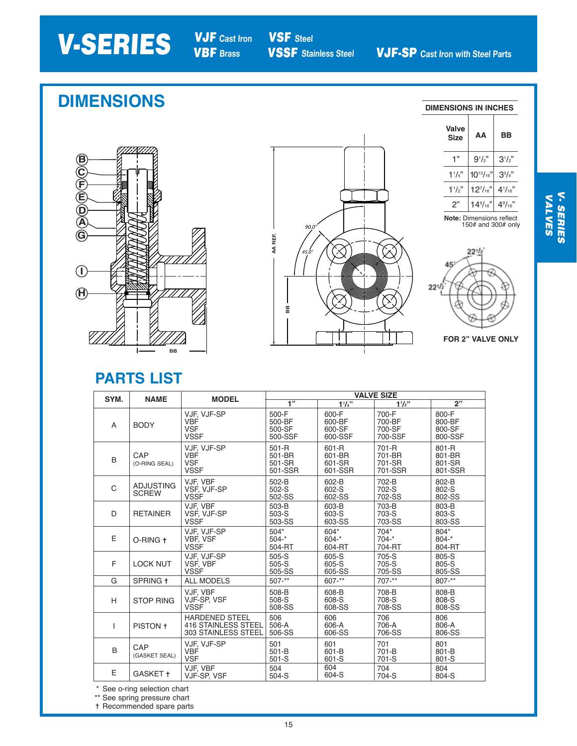# V-SERIES

**VJF** Cast Iron **VSF** Steel
**VBF** Brass **VSSF** Stainless Steel **VJF-SP** Cast Iron with Steel Parts

## DIMENSIONS

**DIMENSIONS IN INCHES**

| Valve Size | AA | BB |
|---|---|---|
| 1" | 9 1/2" | 3 1/2" |
| 1 1/4" | 10 13/16" | 3 3/4" |
| 1 1/2" | 12 7/16" | 4 1/16" |
| 2" | 14 9/16" | 4 9/16" |

**Note:** Dimensions reflect 150# and 300# only

FOR 2" VALVE ONLY

## PARTS LIST

| SYM. | NAME | MODEL | VALVE SIZE 1" | 1 1/4" | 1 1/2" | 2" |
|---|---|---|---|---|---|---|
| A | BODY | VJF, VJF-SP<br>VBF<br>VSF<br>VSSF | 500-F<br>500-BF<br>500-SF<br>500-SSF | 600-F<br>600-BF<br>600-SF<br>600-SSF | 700-F<br>700-BF<br>700-SF<br>700-SSF | 800-F<br>800-BF<br>800-SF<br>800-SSF |
| B | CAP (O-RING SEAL) | VJF, VJF-SP<br>VBF<br>VSF<br>VSSF | 501-R<br>501-BR<br>501-SR<br>501-SSR | 601-R<br>601-BR<br>601-SR<br>601-SSR | 701-R<br>701-BR<br>701-SR<br>701-SSR | 801-R<br>801-BR<br>801-SR<br>801-SSR |
| C | ADJUSTING SCREW | VJF, VBF<br>VSF, VJF-SP<br>VSSF | 502-B<br>502-S<br>502-SS | 602-B<br>602-S<br>602-SS | 702-B<br>702-S<br>702-SS | 802-B<br>802-S<br>802-SS |
| D | RETAINER | VJF, VBF<br>VSF, VJF-SP<br>VSSF | 503-B<br>503-S<br>503-SS | 603-B<br>603-S<br>603-SS | 703-B<br>703-S<br>703-SS | 803-B<br>803-S<br>803-SS |
| E | O-RING † | VJF, VJF-SP<br>VBF, VSF<br>VSSF | 504*<br>504-*<br>504-RT | 604*<br>604-*<br>604-RT | 704*<br>704-*<br>704-RT | 804*<br>804-*<br>804-RT |
| F | LOCK NUT | VJF, VJF-SP<br>VSF, VBF<br>VSSF | 505-S<br>505-S<br>505-SS | 605-S<br>605-S<br>605-SS | 705-S<br>705-S<br>705-SS | 805-S<br>805-S<br>805-SS |
| G | SPRING † | ALL MODELS | 507-** | 607-** | 707-** | 807-** |
| H | STOP RING | VJF, VBF<br>VJF-SP, VSF<br>VSSF | 508-B<br>508-S<br>508-SS | 608-B<br>608-S<br>608-SS | 708-B<br>708-S<br>708-SS | 808-B<br>808-S<br>808-SS |
| I | PISTON † | HARDENED STEEL<br>416 STAINLESS STEEL<br>303 STAINLESS STEEL | 506<br>506-A<br>506-SS | 606<br>606-A<br>606-SS | 706<br>706-A<br>706-SS | 806<br>806-A<br>806-SS |
| B | CAP (GASKET SEAL) | VJF, VJF-SP<br>VBF<br>VSF | 501<br>501-B<br>501-S | 601<br>601-B<br>601-S | 701<br>701-B<br>701-S | 801<br>801-B<br>801-S |
| E | GASKET † | VJF, VBF<br>VJF-SP, VSF | 504<br>504-S | 604<br>604-S | 704<br>704-S | 804<br>804-S |

\* See o-ring selection chart
\*\* See spring pressure chart
† Recommended spare parts

V. SERIES VALVES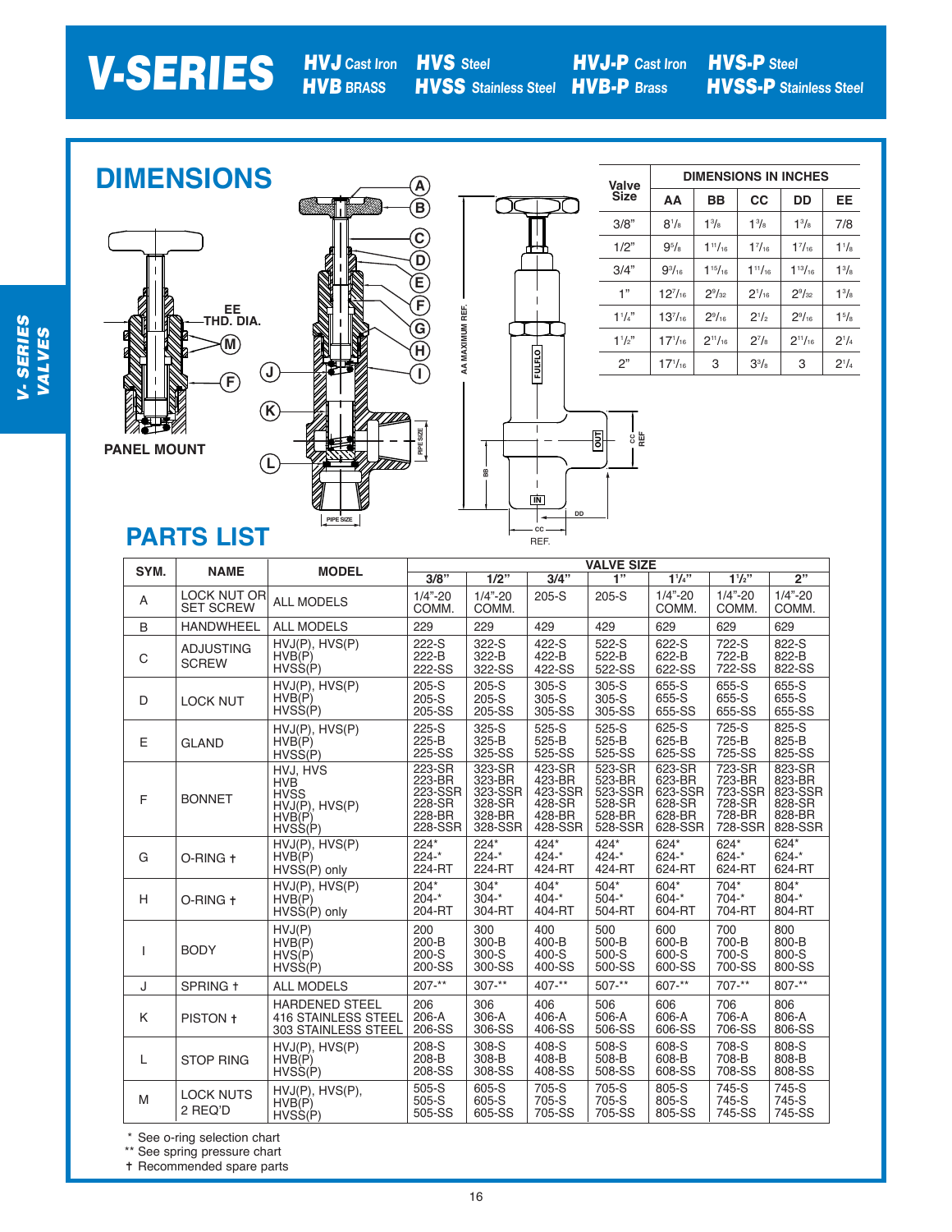# V-SERIES

**HVJ** Cast Iron **HVB** BRASS **HVS** Steel **HVSS** Stainless Steel **HVJ-P** Cast Iron **HVB-P** Brass **HVS-P** Steel **HVSS-P** Stainless Steel

## DIMENSIONS

PANEL MOUNT

EE THD. DIA.

| Valve Size | DIMENSIONS IN INCHES | | | | |
|---|---|---|---|---|---|
| | AA | BB | CC | DD | EE |
| 3/8" | 8 1/8 | 1 3/8 | 1 3/8 | 1 3/8 | 7/8 |
| 1/2" | 9 5/8 | 1 11/16 | 1 7/16 | 1 7/16 | 1 1/8 |
| 3/4" | 9 3/16 | 1 15/16 | 1 11/16 | 1 13/16 | 1 3/8 |
| 1" | 12 7/16 | 2 9/32 | 2 1/16 | 2 9/32 | 1 3/8 |
| 1 1/4" | 13 7/16 | 2 9/16 | 2 1/2 | 2 9/16 | 1 5/8 |
| 1 1/2" | 17 1/16 | 2 11/16 | 2 7/8 | 2 11/16 | 2 1/4 |
| 2" | 17 1/16 | 3 | 3 3/8 | 3 | 2 1/4 |

## PARTS LIST

| SYM. | NAME | MODEL | VALVE SIZE | | | | | | |
|---|---|---|---|---|---|---|---|---|---|
| | | | 3/8" | 1/2" | 3/4" | 1" | 1 1/4" | 1 1/2" | 2" |
| A | LOCK NUT OR SET SCREW | ALL MODELS | 1/4"-20 COMM. | 1/4"-20 COMM. | 205-S | 205-S | 1/4"-20 COMM. | 1/4"-20 COMM. | 1/4"-20 COMM. |
| B | HANDWHEEL | ALL MODELS | 229 | 229 | 429 | 429 | 629 | 629 | 629 |
| C | ADJUSTING SCREW | HVJ(P), HVS(P)<br>HVB(P)<br>HVSS(P) | 222-S<br>222-B<br>222-SS | 322-S<br>322-B<br>322-SS | 422-S<br>422-B<br>422-SS | 522-S<br>522-B<br>522-SS | 622-S<br>622-B<br>622-SS | 722-S<br>722-B<br>722-SS | 822-S<br>822-B<br>822-SS |
| D | LOCK NUT | HVJ(P), HVS(P)<br>HVB(P)<br>HVSS(P) | 205-S<br>205-S<br>205-SS | 205-S<br>205-S<br>205-SS | 305-S<br>305-S<br>305-SS | 305-S<br>305-S<br>305-SS | 655-S<br>655-S<br>655-SS | 655-S<br>655-S<br>655-SS | 655-S<br>655-S<br>655-SS |
| E | GLAND | HVJ(P), HVS(P)<br>HVB(P)<br>HVSS(P) | 225-S<br>225-B<br>225-SS | 325-S<br>325-B<br>325-SS | 525-S<br>525-B<br>525-SS | 525-S<br>525-B<br>525-SS | 625-S<br>625-B<br>625-SS | 725-S<br>725-B<br>725-SS | 825-S<br>825-B<br>825-SS |
| F | BONNET | HVJ, HVS<br>HVB<br>HVSS<br>HVJ(P), HVS(P)<br>HVB(P)<br>HVSS(P) | 223-SR<br>223-BR<br>223-SSR<br>228-SR<br>228-BR<br>228-SSR | 323-SR<br>323-BR<br>323-SSR<br>328-SR<br>328-BR<br>328-SSR | 423-SR<br>423-BR<br>423-SSR<br>428-SR<br>428-BR<br>428-SSR | 523-SR<br>523-BR<br>523-SSR<br>528-SR<br>528-BR<br>528-SSR | 623-SR<br>623-BR<br>623-SSR<br>628-SR<br>628-BR<br>628-SSR | 723-SR<br>723-BR<br>723-SSR<br>728-SR<br>728-BR<br>728-SSR | 823-SR<br>823-BR<br>823-SSR<br>828-SR<br>828-BR<br>828-SSR |
| G | O-RING † | HVJ(P), HVS(P)<br>HVB(P)<br>HVSS(P) only | 224*<br>224-*<br>224-RT | 224*<br>224-*<br>224-RT | 424*<br>424-*<br>424-RT | 424*<br>424-*<br>424-RT | 624*<br>624-*<br>624-RT | 624*<br>624-*<br>624-RT | 624*<br>624-*<br>624-RT |
| H | O-RING † | HVJ(P), HVS(P)<br>HVB(P)<br>HVSS(P) only | 204*<br>204-*<br>204-RT | 304*<br>304-*<br>304-RT | 404*<br>404-*<br>404-RT | 504*<br>504-*<br>504-RT | 604*<br>604-*<br>604-RT | 704*<br>704-*<br>704-RT | 804*<br>804-*<br>804-RT |
| I | BODY | HVJ(P)<br>HVB(P)<br>HVS(P)<br>HVSS(P) | 200<br>200-B<br>200-S<br>200-SS | 300<br>300-B<br>300-S<br>300-SS | 400<br>400-B<br>400-S<br>400-SS | 500<br>500-B<br>500-S<br>500-SS | 600<br>600-B<br>600-S<br>600-SS | 700<br>700-B<br>700-S<br>700-SS | 800<br>800-B<br>800-S<br>800-SS |
| J | SPRING † | ALL MODELS | 207-** | 307-** | 407-** | 507-** | 607-** | 707-** | 807-** |
| K | PISTON † | HARDENED STEEL<br>416 STAINLESS STEEL<br>303 STAINLESS STEEL | 206<br>206-A<br>206-SS | 306<br>306-A<br>306-SS | 406<br>406-A<br>406-SS | 506<br>506-A<br>506-SS | 606<br>606-A<br>606-SS | 706<br>706-A<br>706-SS | 806<br>806-A<br>806-SS |
| L | STOP RING | HVJ(P), HVS(P)<br>HVB(P)<br>HVSS(P) | 208-S<br>208-B<br>208-SS | 308-S<br>308-B<br>308-SS | 408-S<br>408-B<br>408-SS | 508-S<br>508-B<br>508-SS | 608-S<br>608-B<br>608-SS | 708-S<br>708-B<br>708-SS | 808-S<br>808-B<br>808-SS |
| M | LOCK NUTS 2 REQ'D | HVJ(P), HVS(P),<br>HVB(P)<br>HVSS(P) | 505-S<br>505-S<br>505-SS | 605-S<br>605-S<br>605-SS | 705-S<br>705-S<br>705-SS | 705-S<br>705-S<br>705-SS | 805-S<br>805-S<br>805-SS | 745-S<br>745-S<br>745-SS | 745-S<br>745-S<br>745-SS |

\* See o-ring selection chart
\*\* See spring pressure chart
† Recommended spare parts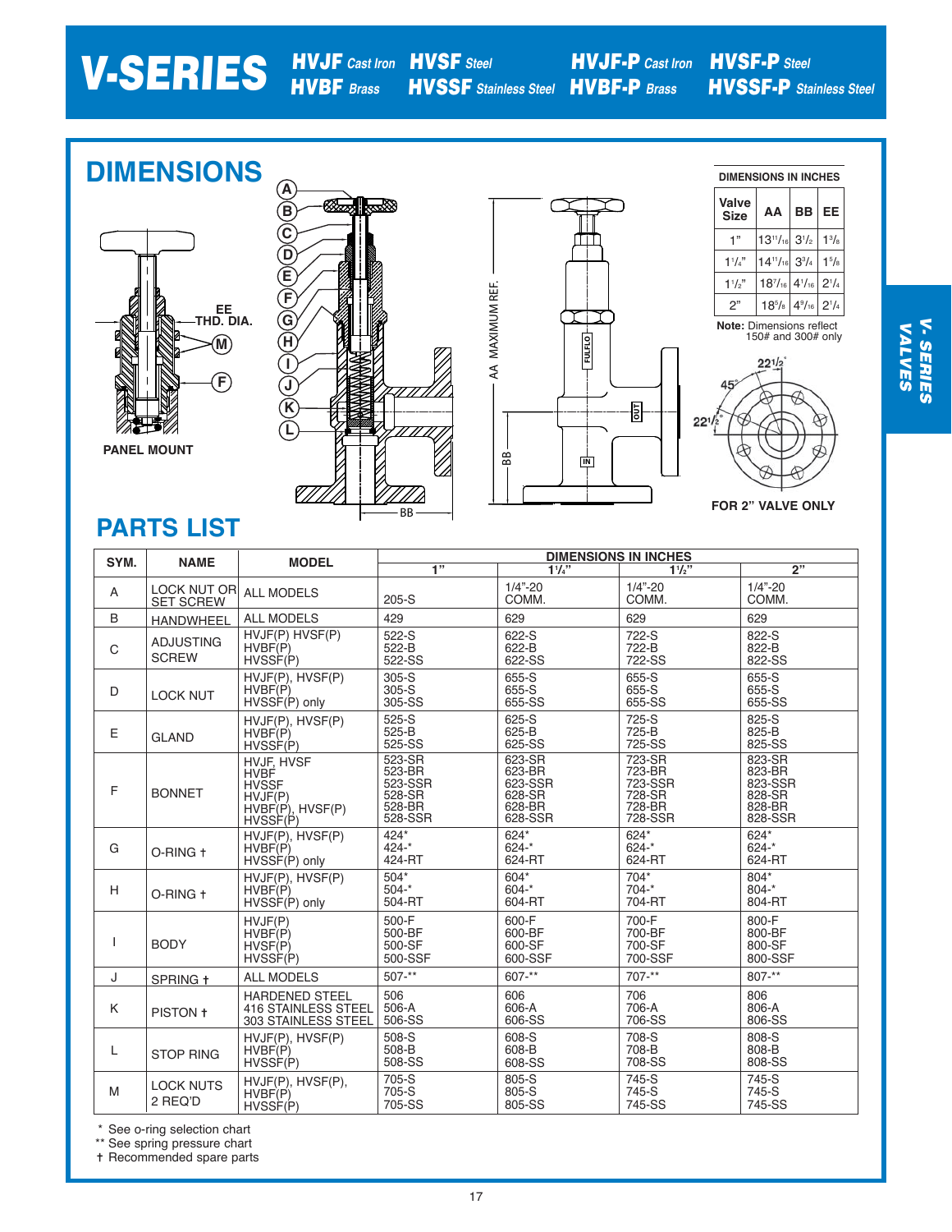# V-SERIES

**HVJF** *Cast Iron* **HVSF** *Steel* **HVJF-P** *Cast Iron* **HVSF-P** *Steel*
**HVBF** *Brass* **HVSSF** *Stainless Steel* **HVBF-P** *Brass* **HVSSF-P** *Stainless Steel*

## DIMENSIONS

PANEL MOUNT

EE THD. DIA.

**DIMENSIONS IN INCHES**

| Valve Size | AA | BB | EE |
|---|---|---|---|
| 1" | 13 11/16 | 3 1/2 | 1 3/8 |
| 1 1/4" | 14 11/16 | 3 3/4 | 1 5/8 |
| 1 1/2" | 18 7/16 | 4 1/16 | 2 1/4 |
| 2" | 18 5/8 | 4 9/16 | 2 1/4 |

**Note:** Dimensions reflect 150# and 300# only

FOR 2" VALVE ONLY

## PARTS LIST

| SYM. | NAME | MODEL | DIMENSIONS IN INCHES 1" | 1 1/4" | 1 1/2" | 2" |
|---|---|---|---|---|---|---|
| A | LOCK NUT OR SET SCREW | ALL MODELS | 205-S | 1/4"-20 COMM. | 1/4"-20 COMM. | 1/4"-20 COMM. |
| B | HANDWHEEL | ALL MODELS | 429 | 629 | 629 | 629 |
| C | ADJUSTING SCREW | HVJF(P) HVSF(P)<br>HVBF(P)<br>HVSSF(P) | 522-S<br>522-B<br>522-SS | 622-S<br>622-B<br>622-SS | 722-S<br>722-B<br>722-SS | 822-S<br>822-B<br>822-SS |
| D | LOCK NUT | HVJF(P), HVSF(P)<br>HVBF(P)<br>HVSSF(P) only | 305-S<br>305-S<br>305-SS | 655-S<br>655-S<br>655-SS | 655-S<br>655-S<br>655-SS | 655-S<br>655-S<br>655-SS |
| E | GLAND | HVJF(P), HVSF(P)<br>HVBF(P)<br>HVSSF(P) | 525-S<br>525-B<br>525-SS | 625-S<br>625-B<br>625-SS | 725-S<br>725-B<br>725-SS | 825-S<br>825-B<br>825-SS |
| F | BONNET | HVJF, HVSF<br>HVBF<br>HVSSF<br>HVJF(P)<br>HVBF(P), HVSF(P)<br>HVSSF(P) | 523-SR<br>523-BR<br>523-SSR<br>528-SR<br>528-BR<br>528-SSR | 623-SR<br>623-BR<br>623-SSR<br>628-SR<br>628-BR<br>628-SSR | 723-SR<br>723-BR<br>723-SSR<br>728-SR<br>728-BR<br>728-SSR | 823-SR<br>823-BR<br>823-SSR<br>828-SR<br>828-BR<br>828-SSR |
| G | O-RING † | HVJF(P), HVSF(P)<br>HVBF(P)<br>HVSSF(P) only | 424*<br>424-*<br>424-RT | 624*<br>624-*<br>624-RT | 624*<br>624-*<br>624-RT | 624*<br>624-*<br>624-RT |
| H | O-RING † | HVJF(P), HVSF(P)<br>HVBF(P)<br>HVSSF(P) only | 504*<br>504-*<br>504-RT | 604*<br>604-*<br>604-RT | 704*<br>704-*<br>704-RT | 804*<br>804-*<br>804-RT |
| I | BODY | HVJF(P)<br>HVBF(P)<br>HVSF(P)<br>HVSSF(P) | 500-F<br>500-BF<br>500-SF<br>500-SSF | 600-F<br>600-BF<br>600-SF<br>600-SSF | 700-F<br>700-BF<br>700-SF<br>700-SSF | 800-F<br>800-BF<br>800-SF<br>800-SSF |
| J | SPRING † | ALL MODELS | 507-** | 607-** | 707-** | 807-** |
| K | PISTON † | HARDENED STEEL<br>416 STAINLESS STEEL<br>303 STAINLESS STEEL | 506<br>506-A<br>506-SS | 606<br>606-A<br>606-SS | 706<br>706-A<br>706-SS | 806<br>806-A<br>806-SS |
| L | STOP RING | HVJF(P), HVSF(P)<br>HVBF(P)<br>HVSSF(P) | 508-S<br>508-B<br>508-SS | 608-S<br>608-B<br>608-SS | 708-S<br>708-B<br>708-SS | 808-S<br>808-B<br>808-SS |
| M | LOCK NUTS 2 REQ'D | HVJF(P), HVSF(P),<br>HVBF(P)<br>HVSSF(P) | 705-S<br>705-S<br>705-SS | 805-S<br>805-S<br>805-SS | 745-S<br>745-S<br>745-SS | 745-S<br>745-S<br>745-SS |

\* See o-ring selection chart
** See spring pressure chart
† Recommended spare parts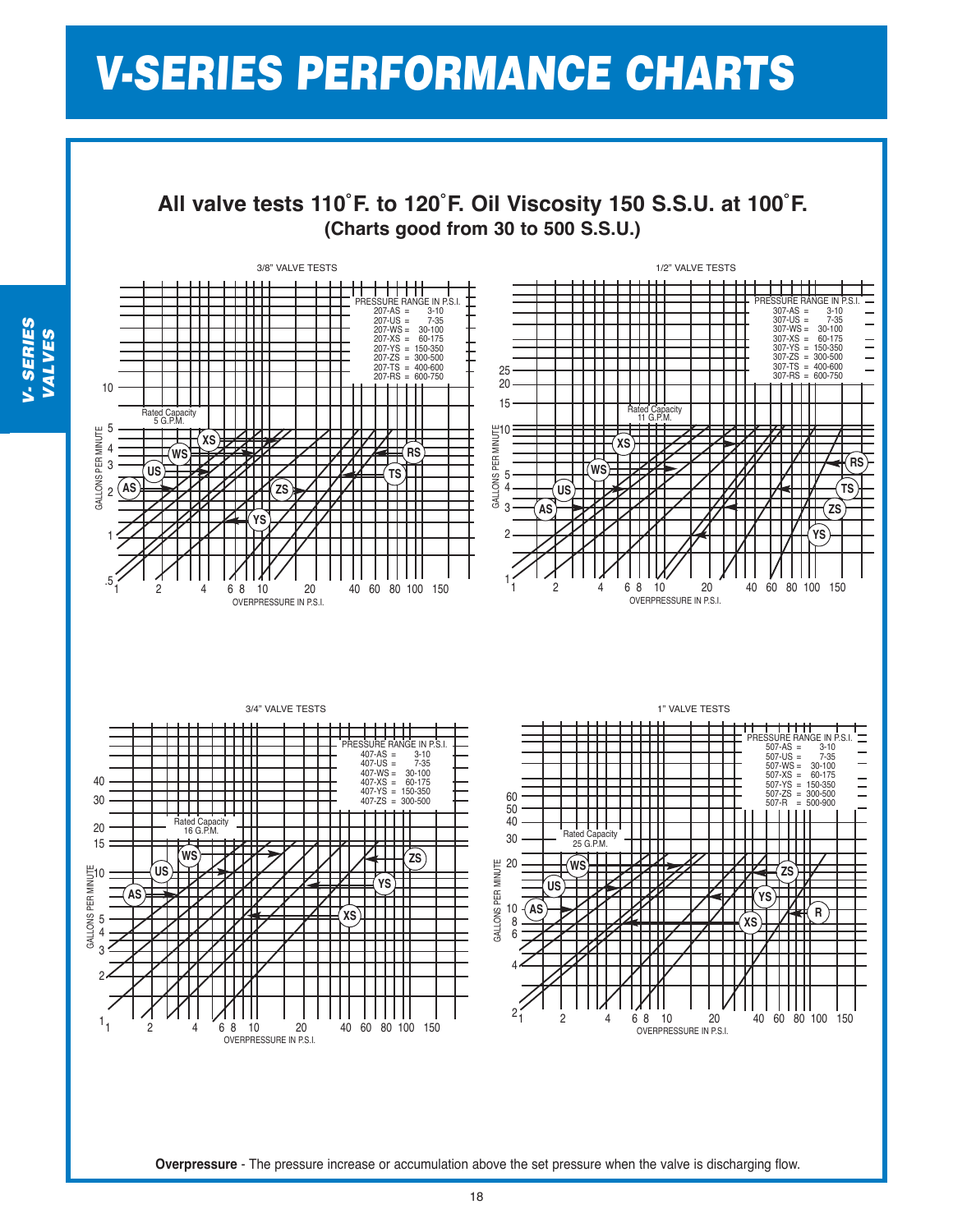# V-SERIES PERFORMANCE CHARTS

## All valve tests 110˚F. to 120˚F. Oil Viscosity 150 S.S.U. at 100˚F.

### (Charts good from 30 to 500 S.S.U.)

3/8" VALVE TESTS

Rated Capacity 5 G.P.M.

| PRESSURE RANGE IN P.S.I. | |
|---|---|
| 207-AS = | 3-10 |
| 207-US = | 7-35 |
| 207-WS = | 30-100 |
| 207-XS = | 60-175 |
| 207-YS = | 150-350 |
| 207-ZS = | 300-500 |
| 207-TS = | 400-600 |
| 207-RS = | 600-750 |

GALLONS PER MINUTE / OVERPRESSURE IN P.S.I.

1/2" VALVE TESTS

Rated Capacity 11 G.P.M.

| PRESSURE RANGE IN P.S.I. | |
|---|---|
| 307-AS = | 3-10 |
| 307-US = | 7-35 |
| 307-WS = | 30-100 |
| 307-XS = | 60-175 |
| 307-YS = | 150-350 |
| 307-ZS = | 300-500 |
| 307-TS = | 400-600 |
| 307-RS = | 600-750 |

GALLONS PER MINUTE / OVERPRESSURE IN P.S.I.

3/4" VALVE TESTS

Rated Capacity 16 G.P.M.

| PRESSURE RANGE IN P.S.I. | |
|---|---|
| 407-AS = | 3-10 |
| 407-US = | 7-35 |
| 407-WS = | 30-100 |
| 407-XS = | 60-175 |
| 407-YS = | 150-350 |
| 407-ZS = | 300-500 |

GALLONS PER MINUTE / OVERPRESSURE IN P.S.I.

1" VALVE TESTS

Rated Capacity 25 G.P.M.

| PRESSURE RANGE IN P.S.I. | |
|---|---|
| 507-AS = | 3-10 |
| 507-US = | 7-35 |
| 507-WS = | 30-100 |
| 507-XS = | 60-175 |
| 507-YS = | 150-350 |
| 507-ZS = | 300-500 |
| 507-R = | 500-900 |

GALLONS PER MINUTE / OVERPRESSURE IN P.S.I.

**Overpressure** - The pressure increase or accumulation above the set pressure when the valve is discharging flow.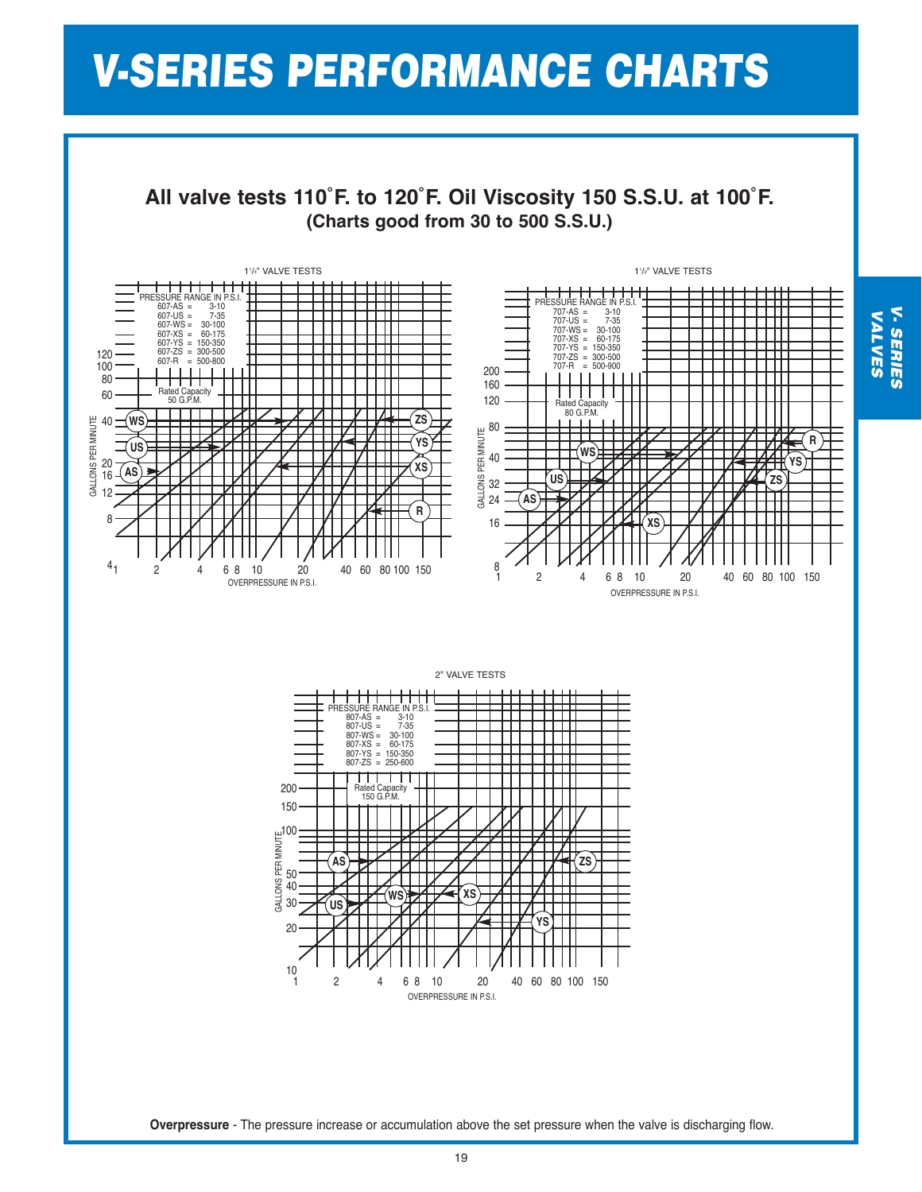# V-SERIES PERFORMANCE CHARTS

V. SERIES VALVES

## All valve tests 110˚F. to 120˚F. Oil Viscosity 150 S.S.U. at 100˚F.

### (Charts good from 30 to 500 S.S.U.)

1¹/₄" VALVE TESTS

PRESSURE RANGE IN P.S.I.
607-AS = 3-10
607-US = 7-35
607-WS = 30-100
607-XS = 60-175
607-YS = 150-350
607-ZS = 300-500
607-R = 500-800

Rated Capacity
50 G.P.M.

GALLONS PER MINUTE

120
100
80
60
40
20
16
12
8
4

WS
US
AS
ZS
YS
XS
R

1 2 4 6 8 10 20 40 60 80 100 150

OVERPRESSURE IN P.S.I.

1¹/₂" VALVE TESTS

PRESSURE RANGE IN P.S.I.
707-AS = 3-10
707-US = 7-35
707-WS = 30-100
707-XS = 60-175
707-YS = 150-350
707-ZS = 300-500
707-R = 500-900

Rated Capacity
80 G.P.M.

GALLONS PER MINUTE

200
160
120
80
40
32
24
16
8

WS
US
AS
R
YS
ZS
XS

1 2 4 6 8 10 20 40 60 80 100 150

OVERPRESSURE IN P.S.I.

2" VALVE TESTS

PRESSURE RANGE IN P.S.I.
807-AS = 3-10
807-US = 7-35
807-WS = 30-100
807-XS = 60-175
807-YS = 150-350
807-ZS = 250-600

Rated Capacity
150 G.P.M.

GALLONS PER MINUTE

200
150
100
50
40
30
20
10

AS
US
WS
XS
ZS
YS

1 2 4 6 8 10 20 40 60 80 100 150

OVERPRESSURE IN P.S.I.

**Overpressure** - The pressure increase or accumulation above the set pressure when the valve is discharging flow.